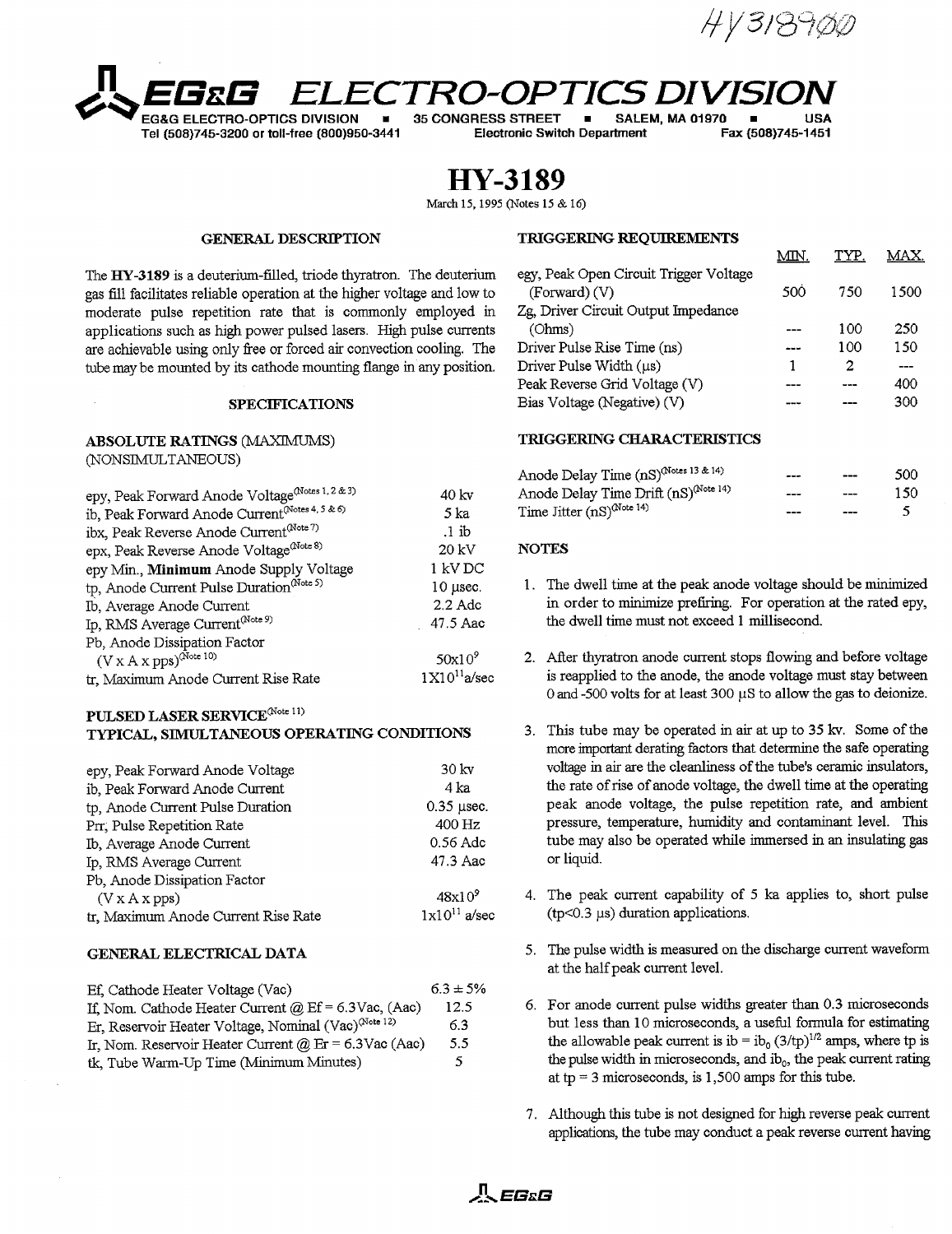HY3189ØØ

# EG&G ELECTRO-OPTICS DIVISION

EG&G ELECTRO-OPTICS DIVISION ■ 35 CONGRESS STREET ■ SALEM, MA 01970 ■ USA
Tel (508)745-3200 or toll-free (800)950-3441 Electronic Switch Department Fax (508)745-1451

# HY-3189

March 15, 1995 (Notes 15 & 16)

## GENERAL DESCRIPTION

The **HY-3189** is a deuterium-filled, triode thyratron. The deuterium gas fill facilitates reliable operation at the higher voltage and low to moderate pulse repetition rate that is commonly employed in applications such as high power pulsed lasers. High pulse currents are achievable using only free or forced air convection cooling. The tube may be mounted by its cathode mounting flange in any position.

## SPECIFICATIONS

### ABSOLUTE RATINGS (MAXIMUMS) (NONSIMULTANEOUS)

| | |
|---|---|
| epy, Peak Forward Anode Voltage(Notes 1, 2 & 3) | 40 kv |
| ib, Peak Forward Anode Current(Notes 4, 5 & 6) | 5 ka |
| ibx, Peak Reverse Anode Current(Note 7) | .1 ib |
| epx, Peak Reverse Anode Voltage(Note 8) | 20 kV |
| epy Min., **Minimum** Anode Supply Voltage | 1 kV DC |
| tp, Anode Current Pulse Duration(Note 5) | 10 μsec. |
| Ib, Average Anode Current | 2.2 Adc |
| Ip, RMS Average Current(Note 9) | 47.5 Aac |
| Pb, Anode Dissipation Factor (V x A x pps)(Note 10) | $50\text{x}10^9$ |
| tr, Maximum Anode Current Rise Rate | $1\text{X}10^{11}$ a/sec |

### PULSED LASER SERVICE(Note 11) TYPICAL, SIMULTANEOUS OPERATING CONDITIONS

| | |
|---|---|
| epy, Peak Forward Anode Voltage | 30 kv |
| ib, Peak Forward Anode Current | 4 ka |
| tp, Anode Current Pulse Duration | 0.35 μsec. |
| Prr, Pulse Repetition Rate | 400 Hz |
| Ib, Average Anode Current | 0.56 Adc |
| Ip, RMS Average Current | 47.3 Aac |
| Pb, Anode Dissipation Factor (V x A x pps) | $48\text{x}10^9$ |
| tr, Maximum Anode Current Rise Rate | $1\text{x}10^{11}$ a/sec |

### GENERAL ELECTRICAL DATA

| | |
|---|---|
| Ef, Cathode Heater Voltage (Vac) | 6.3 ± 5% |
| If, Nom. Cathode Heater Current @ Ef = 6.3Vac, (Aac) | 12.5 |
| Er, Reservoir Heater Voltage, Nominal (Vac)(Note 12) | 6.3 |
| Ir, Nom. Reservoir Heater Current @ Er = 6.3Vac (Aac) | 5.5 |
| tk, Tube Warm-Up Time (Minimum Minutes) | 5 |

### TRIGGERING REQUIREMENTS

| | MIN. | TYP. | MAX. |
|---|---|---|---|
| egy, Peak Open Circuit Trigger Voltage (Forward) (V) | 500 | 750 | 1500 |
| Zg, Driver Circuit Output Impedance (Ohms) | --- | 100 | 250 |
| Driver Pulse Rise Time (ns) | --- | 100 | 150 |
| Driver Pulse Width (μs) | 1 | 2 | --- |
| Peak Reverse Grid Voltage (V) | --- | --- | 400 |
| Bias Voltage (Negative) (V) | --- | --- | 300 |

### TRIGGERING CHARACTERISTICS

| | | | |
|---|---|---|---|
| Anode Delay Time (nS)(Notes 13 & 14) | --- | --- | 500 |
| Anode Delay Time Drift (nS)(Note 14) | --- | --- | 150 |
| Time Jitter (nS)(Note 14) | --- | --- | 5 |

### NOTES

1. The dwell time at the peak anode voltage should be minimized in order to minimize prefiring. For operation at the rated epy, the dwell time must not exceed 1 millisecond.

2. After thyratron anode current stops flowing and before voltage is reapplied to the anode, the anode voltage must stay between 0 and -500 volts for at least 300 μS to allow the gas to deionize.

3. This tube may be operated in air at up to 35 kv. Some of the more important derating factors that determine the safe operating voltage in air are the cleanliness of the tube's ceramic insulators, the rate of rise of anode voltage, the dwell time at the operating peak anode voltage, the pulse repetition rate, and ambient pressure, temperature, humidity and contaminant level. This tube may also be operated while immersed in an insulating gas or liquid.

4. The peak current capability of 5 ka applies to, short pulse (tp<0.3 μs) duration applications.

5. The pulse width is measured on the discharge current waveform at the half peak current level.

6. For anode current pulse widths greater than 0.3 microseconds but less than 10 microseconds, a useful formula for estimating the allowable peak current is $ib = ib_0\,(3/tp)^{1/2}$ amps, where tp is the pulse width in microseconds, and $ib_0$, the peak current rating at tp = 3 microseconds, is 1,500 amps for this tube.

7. Although this tube is not designed for high reverse peak current applications, the tube may conduct a peak reverse current having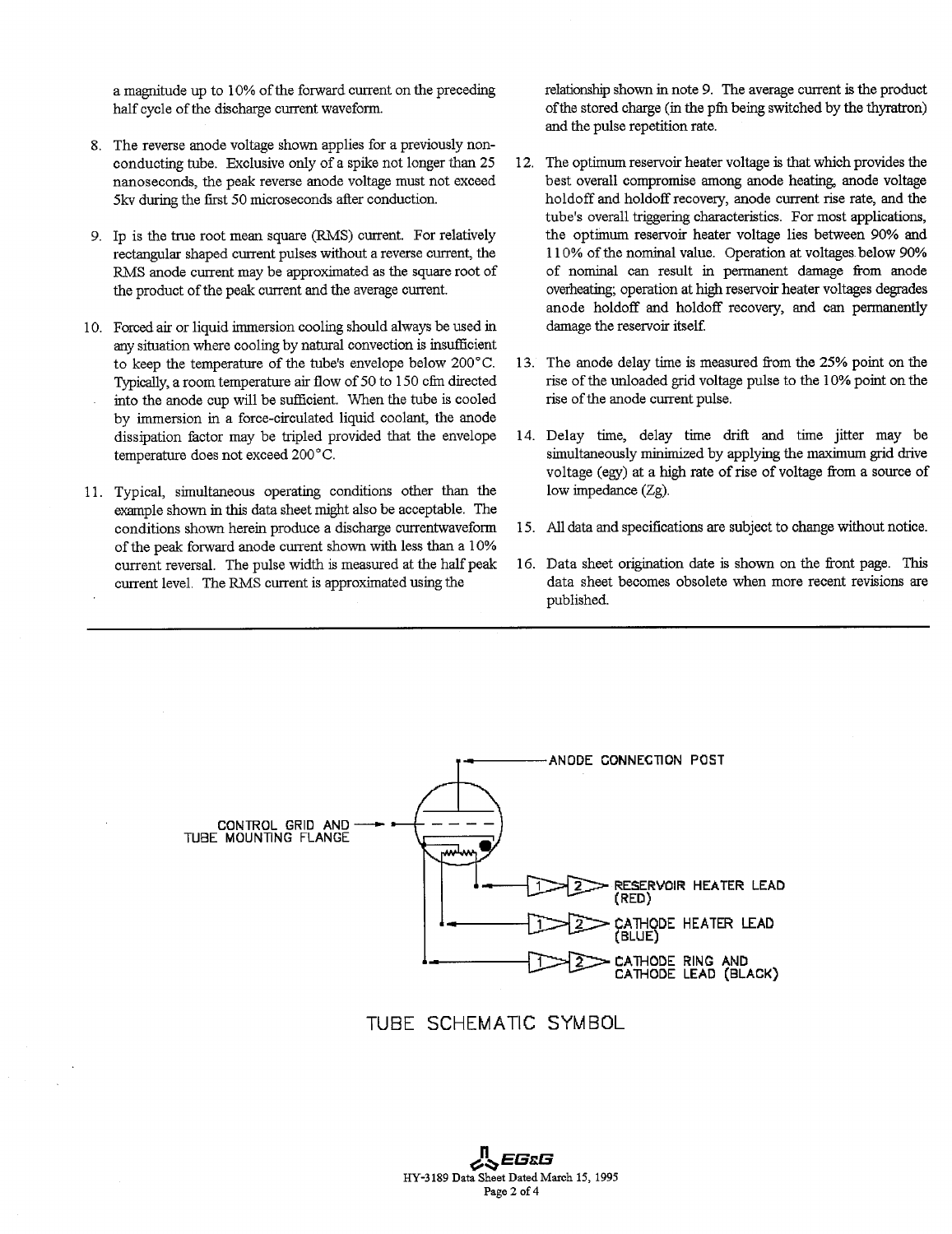a magnitude up to 10% of the forward current on the preceding half cycle of the discharge current waveform.

8. The reverse anode voltage shown applies for a previously non-conducting tube. Exclusive only of a spike not longer than 25 nanoseconds, the peak reverse anode voltage must not exceed 5kv during the first 50 microseconds after conduction.

9. Ip is the true root mean square (RMS) current. For relatively rectangular shaped current pulses without a reverse current, the RMS anode current may be approximated as the square root of the product of the peak current and the average current.

10. Forced air or liquid immersion cooling should always be used in any situation where cooling by natural convection is insufficient to keep the temperature of the tube's envelope below 200°C. Typically, a room temperature air flow of 50 to 150 cfm directed into the anode cup will be sufficient. When the tube is cooled by immersion in a force-circulated liquid coolant, the anode dissipation factor may be tripled provided that the envelope temperature does not exceed 200°C.

11. Typical, simultaneous operating conditions other than the example shown in this data sheet might also be acceptable. The conditions shown herein produce a discharge currentwaveform of the peak forward anode current shown with less than a 10% current reversal. The pulse width is measured at the half peak current level. The RMS current is approximated using the relationship shown in note 9. The average current is the product of the stored charge (in the pfn being switched by the thyratron) and the pulse repetition rate.

12. The optimum reservoir heater voltage is that which provides the best overall compromise among anode heating, anode voltage holdoff and holdoff recovery, anode current rise rate, and the tube's overall triggering characteristics. For most applications, the optimum reservoir heater voltage lies between 90% and 110% of the nominal value. Operation at voltages below 90% of nominal can result in permanent damage from anode overheating; operation at high reservoir heater voltages degrades anode holdoff and holdoff recovery, and can permanently damage the reservoir itself.

13. The anode delay time is measured from the 25% point on the rise of the unloaded grid voltage pulse to the 10% point on the rise of the anode current pulse.

14. Delay time, delay time drift and time jitter may be simultaneously minimized by applying the maximum grid drive voltage (egy) at a high rate of rise of voltage from a source of low impedance (Zg).

15. All data and specifications are subject to change without notice.

16. Data sheet origination date is shown on the front page. This data sheet becomes obsolete when more recent revisions are published.

---

ANODE CONNECTION POST

CONTROL GRID AND TUBE MOUNTING FLANGE

RESERVOIR HEATER LEAD (RED)

CATHODE HEATER LEAD (BLUE)

CATHODE RING AND CATHODE LEAD (BLACK)

TUBE SCHEMATIC SYMBOL

EG&G

HY-3189 Data Sheet Dated March 15, 1995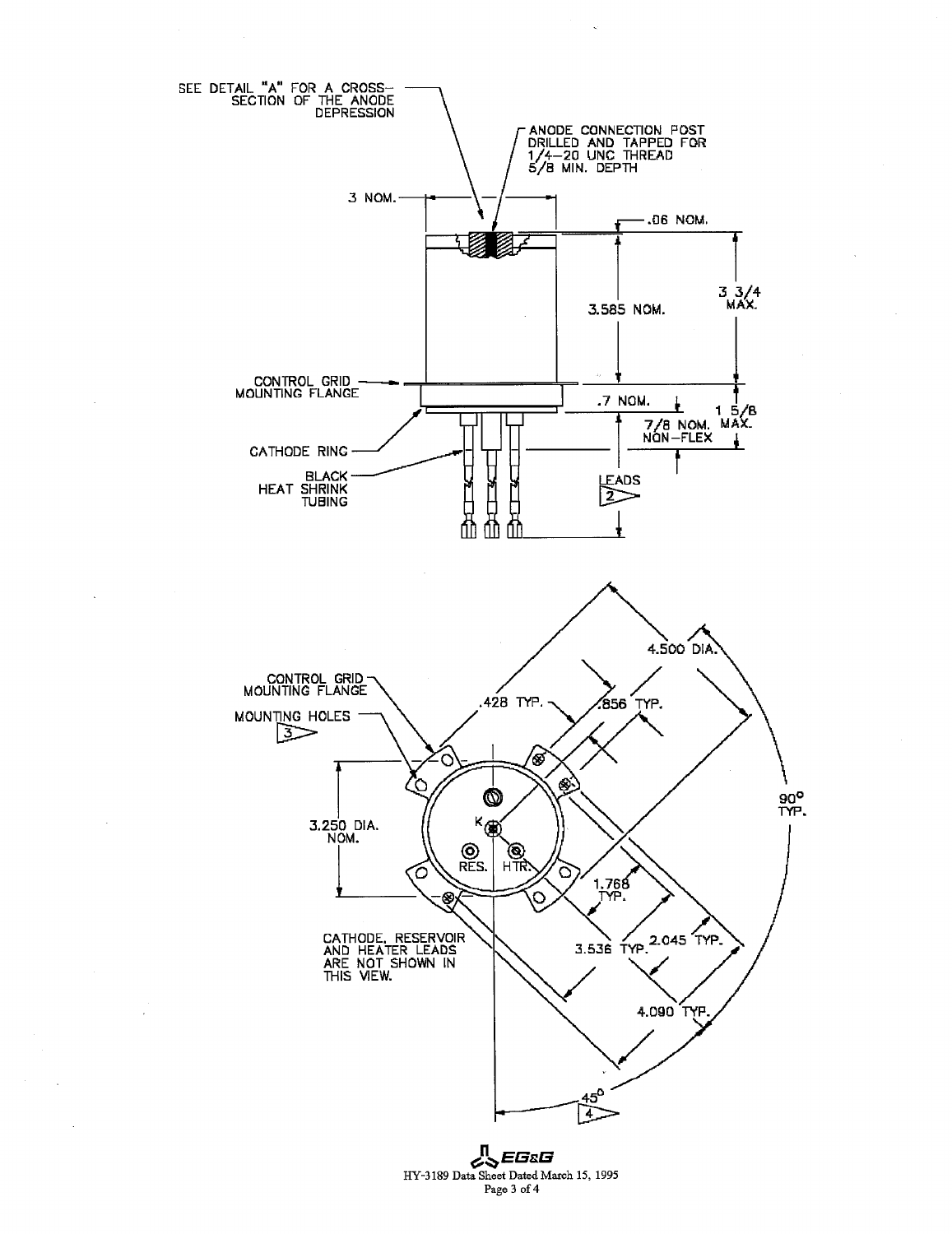SEE DETAIL "A" FOR A CROSS-SECTION OF THE ANODE DEPRESSION

ANODE CONNECTION POST DRILLED AND TAPPED FOR 1/4-20 UNC THREAD 5/8 MIN. DEPTH

3 NOM.

.06 NOM.

3.585 NOM.

3 3/4 MAX.

CONTROL GRID MOUNTING FLANGE

.7 NOM.

1 5/8 MAX.

7/8 NOM. NON-FLEX

CATHODE RING

BLACK HEAT SHRINK TUBING

LEADS 2

4.500 DIA.

CONTROL GRID MOUNTING FLANGE

.428 TYP.

.856 TYP.

MOUNTING HOLES 3

90° TYP.

3.250 DIA. NOM.

K

RES.

HTR.

1.768 TYP.

CATHODE, RESERVOIR AND HEATER LEADS ARE NOT SHOWN IN THIS VIEW.

3.536 TYP.

2.045 TYP.

4.090 TYP.

45° 4

HY-3189 Data Sheet Dated March 15, 1995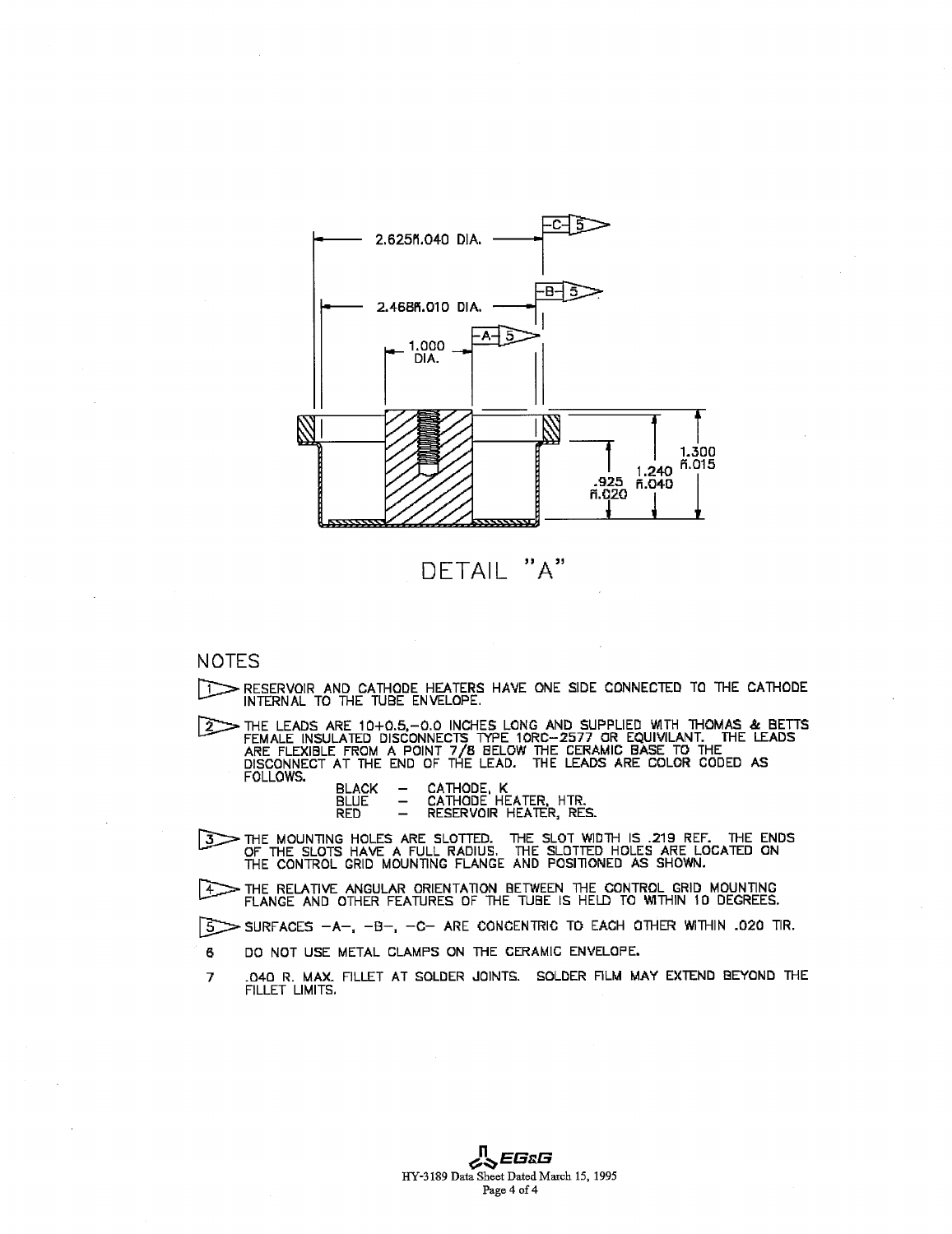2.625±.040 DIA.

-C- 5

2.468±.010 DIA.

-B- 5

1.000 DIA.

-A- 5

1.300 ±.015

1.240 ±.040

.925 ±.020

DETAIL "A"

## NOTES

1. RESERVOIR AND CATHODE HEATERS HAVE ONE SIDE CONNECTED TO THE CATHODE INTERNAL TO THE TUBE ENVELOPE.

2. THE LEADS ARE 10+0.5,-0.0 INCHES LONG AND SUPPLIED WITH THOMAS & BETTS FEMALE INSULATED DISCONNECTS TYPE 10RC-2577 OR EQUIVILANT. THE LEADS ARE FLEXIBLE FROM A POINT 7/8 BELOW THE CERAMIC BASE TO THE DISCONNECT AT THE END OF THE LEAD. THE LEADS ARE COLOR CODED AS FOLLOWS.

   BLACK – CATHODE, K
   BLUE – CATHODE HEATER, HTR.
   RED – RESERVOIR HEATER, RES.

3. THE MOUNTING HOLES ARE SLOTTED. THE SLOT WIDTH IS .219 REF. THE ENDS OF THE SLOTS HAVE A FULL RADIUS. THE SLOTTED HOLES ARE LOCATED ON THE CONTROL GRID MOUNTING FLANGE AND POSITIONED AS SHOWN.

4. THE RELATIVE ANGULAR ORIENTATION BETWEEN THE CONTROL GRID MOUNTING FLANGE AND OTHER FEATURES OF THE TUBE IS HELD TO WITHIN 10 DEGREES.

5. SURFACES -A-, -B-, -C- ARE CONCENTRIC TO EACH OTHER WITHIN .020 TIR.

6. DO NOT USE METAL CLAMPS ON THE CERAMIC ENVELOPE.

7. .040 R. MAX. FILLET AT SOLDER JOINTS. SOLDER FILM MAY EXTEND BEYOND THE FILLET LIMITS.

EG&G
HY-3189 Data Sheet Dated March 15, 1995